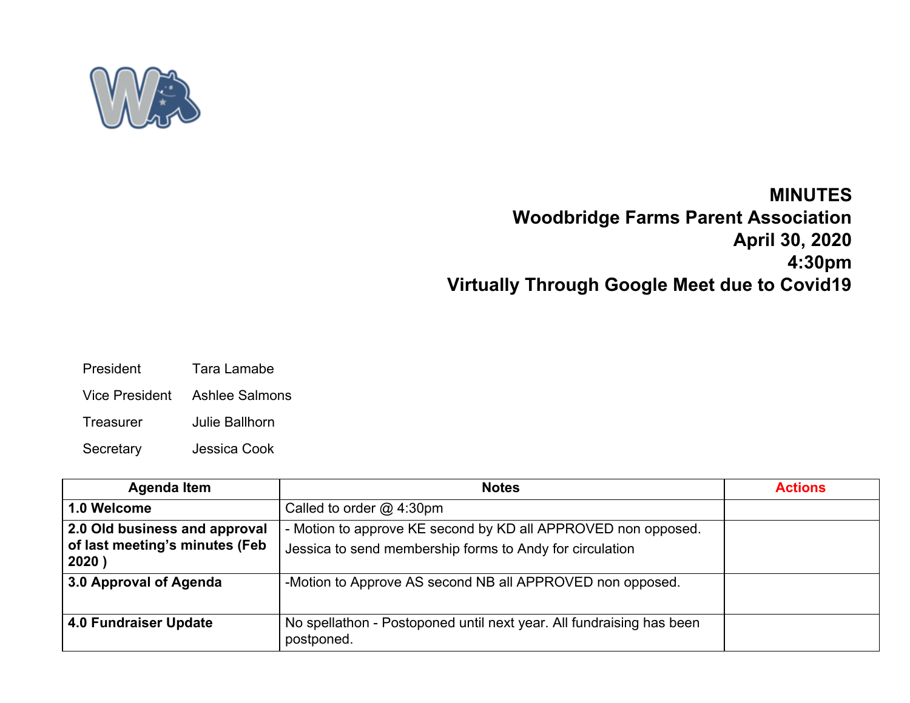# MINUTES
## Woodbridge Farms Parent Association
## April 30, 2020
## 4:30pm
## Virtually Through Google Meet due to Covid19

| | |
|---|---|
| President | Tara Lamabe |
| Vice President | Ashlee Salmons |
| Treasurer | Julie Ballhorn |
| Secretary | Jessica Cook |

| Agenda Item | Notes | Actions |
|---|---|---|
| **1.0 Welcome** | Called to order @ 4:30pm | |
| **2.0 Old business and approval of last meeting's minutes (Feb 2020 )** | - Motion to approve KE second by KD all APPROVED non opposed.<br>Jessica to send membership forms to Andy for circulation | |
| **3.0 Approval of Agenda** | -Motion to Approve AS second NB all APPROVED non opposed. | |
| **4.0 Fundraiser Update** | No spellathon - Postoponed until next year. All fundraising has been postponed. | |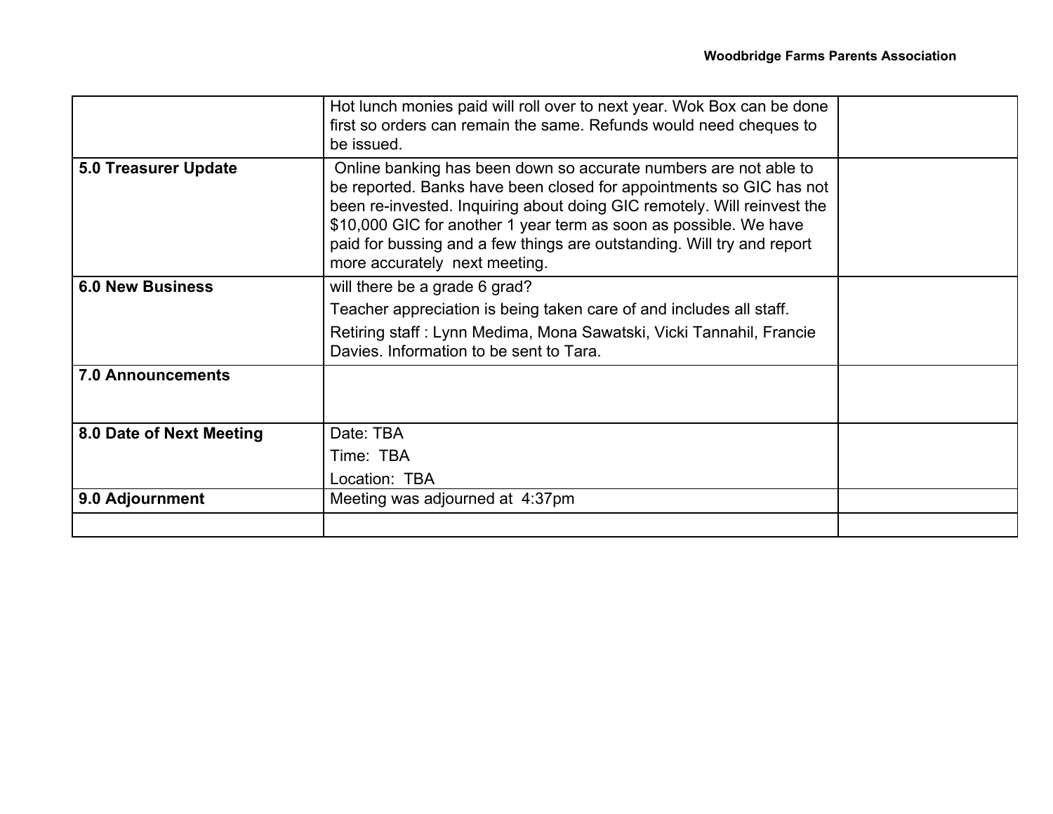| | | |
|---|---|---|
| | Hot lunch monies paid will roll over to next year. Wok Box can be done first so orders can remain the same. Refunds would need cheques to be issued. | |
| **5.0 Treasurer Update** | Online banking has been down so accurate numbers are not able to be reported. Banks have been closed for appointments so GIC has not been re-invested. Inquiring about doing GIC remotely. Will reinvest the $10,000 GIC for another 1 year term as soon as possible. We have paid for bussing and a few things are outstanding. Will try and report more accurately next meeting. | |
| **6.0 New Business** | will there be a grade 6 grad?<br>Teacher appreciation is being taken care of and includes all staff.<br>Retiring staff : Lynn Medima, Mona Sawatski, Vicki Tannahil, Francie Davies. Information to be sent to Tara. | |
| **7.0 Announcements** | | |
| **8.0 Date of Next Meeting** | Date: TBA<br>Time: TBA<br>Location: TBA | |
| **9.0 Adjournment** | Meeting was adjourned at 4:37pm | |
| | | |